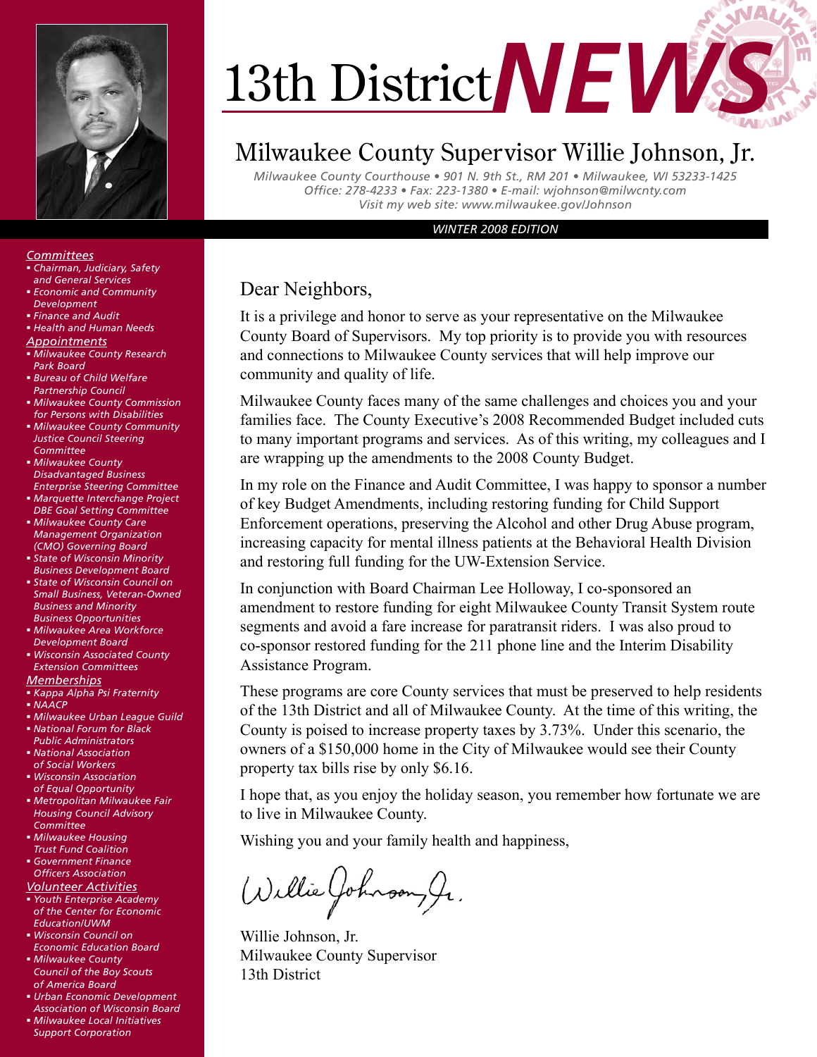# 13th District NEWS

## Milwaukee County Supervisor Willie Johnson, Jr.

*Milwaukee County Courthouse • 901 N. 9th St., RM 201 • Milwaukee, WI 53233-1425*
*Office: 278-4233 • Fax: 223-1380 • E-mail: wjohnson@milwcnty.com*
*Visit my web site: www.milwaukee.gov/Johnson*

*WINTER 2008 EDITION*

### Committees

- Chairman, Judiciary, Safety and General Services
- Economic and Community Development
- Finance and Audit
- Health and Human Needs

### Appointments

- Milwaukee County Research Park Board
- Bureau of Child Welfare Partnership Council
- Milwaukee County Commission for Persons with Disabilities
- Milwaukee County Community Justice Council Steering Committee
- Milwaukee County Disadvantaged Business Enterprise Steering Committee
- Marquette Interchange Project DBE Goal Setting Committee
- Milwaukee County Care Management Organization (CMO) Governing Board
- State of Wisconsin Minority Business Development Board
- State of Wisconsin Council on Small Business, Veteran-Owned Business and Minority Business Opportunities
- Milwaukee Area Workforce Development Board
- Wisconsin Associated County Extension Committees

### Memberships

- Kappa Alpha Psi Fraternity
- NAACP
- Milwaukee Urban League Guild
- National Forum for Black Public Administrators
- National Association of Social Workers
- Wisconsin Association of Equal Opportunity
- Metropolitan Milwaukee Fair Housing Council Advisory Committee
- Milwaukee Housing Trust Fund Coalition
- Government Finance Officers Association

### Volunteer Activities

- Youth Enterprise Academy of the Center for Economic Education/UWM
- Wisconsin Council on Economic Education Board
- Milwaukee County Council of the Boy Scouts of America Board
- Urban Economic Development Association of Wisconsin Board
- Milwaukee Local Initiatives Support Corporation

Dear Neighbors,

It is a privilege and honor to serve as your representative on the Milwaukee County Board of Supervisors. My top priority is to provide you with resources and connections to Milwaukee County services that will help improve our community and quality of life.

Milwaukee County faces many of the same challenges and choices you and your families face. The County Executive's 2008 Recommended Budget included cuts to many important programs and services. As of this writing, my colleagues and I are wrapping up the amendments to the 2008 County Budget.

In my role on the Finance and Audit Committee, I was happy to sponsor a number of key Budget Amendments, including restoring funding for Child Support Enforcement operations, preserving the Alcohol and other Drug Abuse program, increasing capacity for mental illness patients at the Behavioral Health Division and restoring full funding for the UW-Extension Service.

In conjunction with Board Chairman Lee Holloway, I co-sponsored an amendment to restore funding for eight Milwaukee County Transit System route segments and avoid a fare increase for paratransit riders. I was also proud to co-sponsor restored funding for the 211 phone line and the Interim Disability Assistance Program.

These programs are core County services that must be preserved to help residents of the 13th District and all of Milwaukee County. At the time of this writing, the County is poised to increase property taxes by 3.73%. Under this scenario, the owners of a $150,000 home in the City of Milwaukee would see their County property tax bills rise by only $6.16.

I hope that, as you enjoy the holiday season, you remember how fortunate we are to live in Milwaukee County.

Wishing you and your family health and happiness,

Willie Johnson, Jr.

Willie Johnson, Jr.
Milwaukee County Supervisor
13th District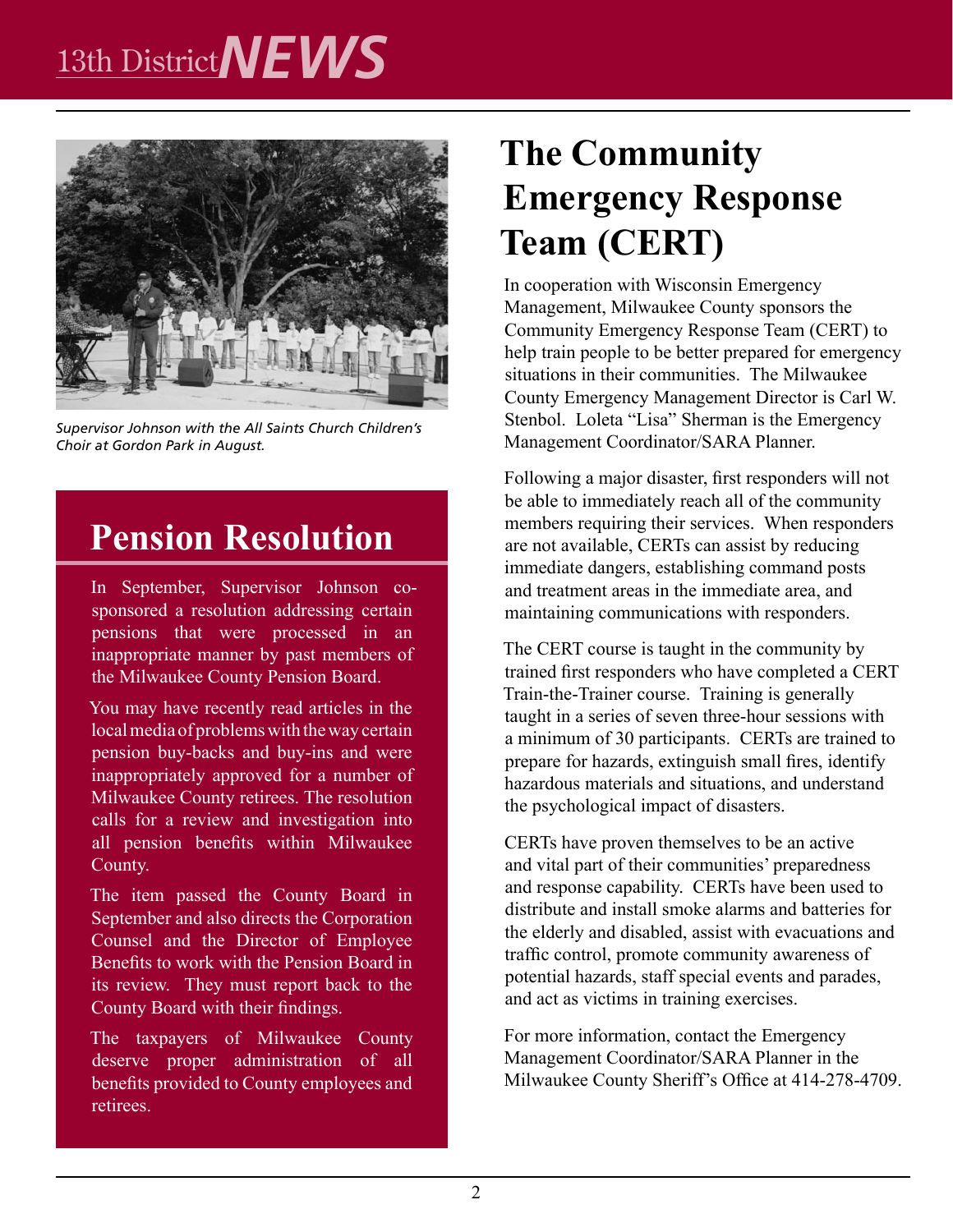Supervisor Johnson with the All Saints Church Children's Choir at Gordon Park in August.

## Pension Resolution

In September, Supervisor Johnson co-sponsored a resolution addressing certain pensions that were processed in an inappropriate manner by past members of the Milwaukee County Pension Board.

You may have recently read articles in the local media of problems with the way certain pension buy-backs and buy-ins and were inappropriately approved for a number of Milwaukee County retirees. The resolution calls for a review and investigation into all pension benefits within Milwaukee County.

The item passed the County Board in September and also directs the Corporation Counsel and the Director of Employee Benefits to work with the Pension Board in its review. They must report back to the County Board with their findings.

The taxpayers of Milwaukee County deserve proper administration of all benefits provided to County employees and retirees.

# The Community Emergency Response Team (CERT)

In cooperation with Wisconsin Emergency Management, Milwaukee County sponsors the Community Emergency Response Team (CERT) to help train people to be better prepared for emergency situations in their communities. The Milwaukee County Emergency Management Director is Carl W. Stenbol. Loleta "Lisa" Sherman is the Emergency Management Coordinator/SARA Planner.

Following a major disaster, first responders will not be able to immediately reach all of the community members requiring their services. When responders are not available, CERTs can assist by reducing immediate dangers, establishing command posts and treatment areas in the immediate area, and maintaining communications with responders.

The CERT course is taught in the community by trained first responders who have completed a CERT Train-the-Trainer course. Training is generally taught in a series of seven three-hour sessions with a minimum of 30 participants. CERTs are trained to prepare for hazards, extinguish small fires, identify hazardous materials and situations, and understand the psychological impact of disasters.

CERTs have proven themselves to be an active and vital part of their communities' preparedness and response capability. CERTs have been used to distribute and install smoke alarms and batteries for the elderly and disabled, assist with evacuations and traffic control, promote community awareness of potential hazards, staff special events and parades, and act as victims in training exercises.

For more information, contact the Emergency Management Coordinator/SARA Planner in the Milwaukee County Sheriff's Office at 414-278-4709.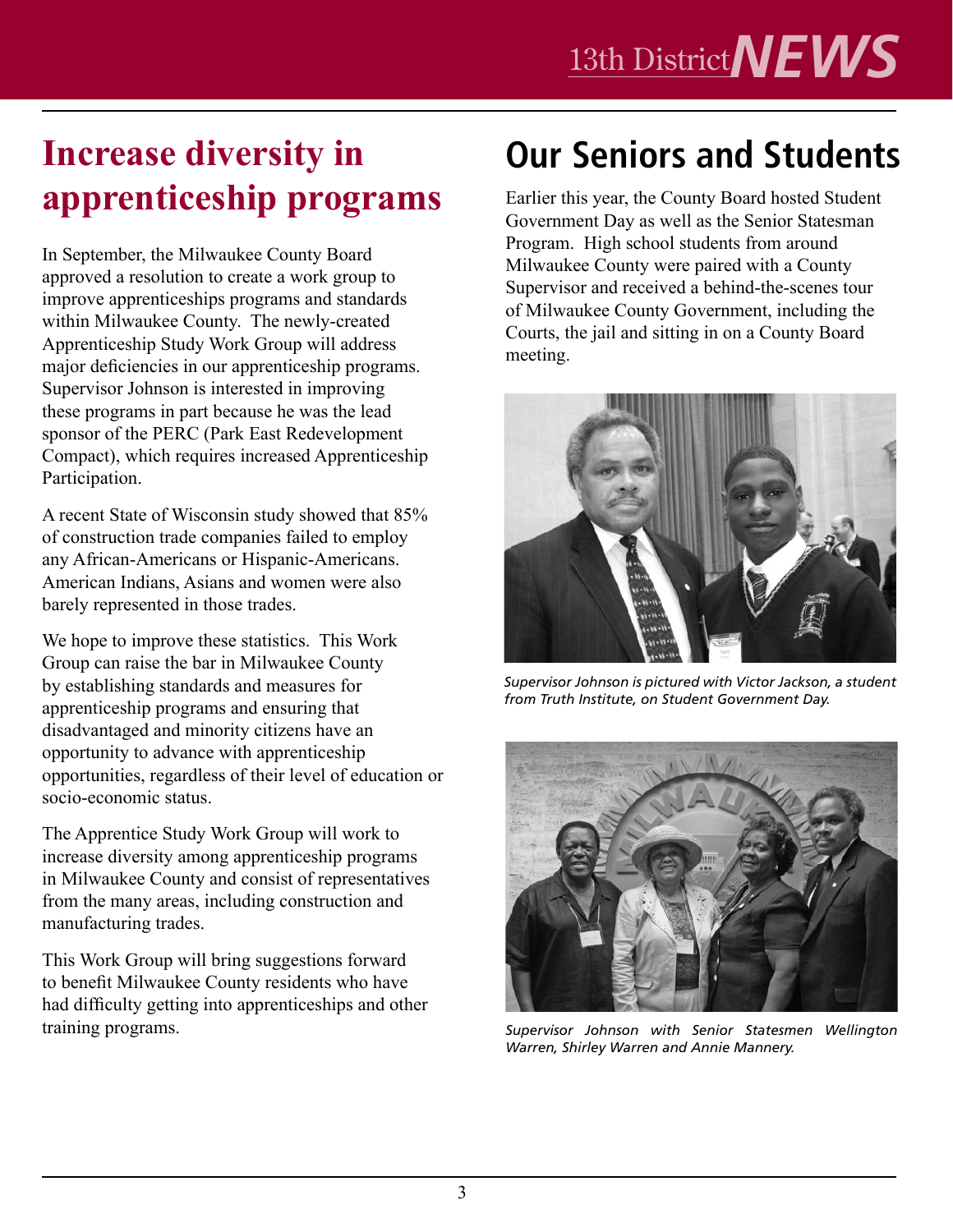# Increase diversity in apprenticeship programs

In September, the Milwaukee County Board approved a resolution to create a work group to improve apprenticeships programs and standards within Milwaukee County. The newly-created Apprenticeship Study Work Group will address major deficiencies in our apprenticeship programs. Supervisor Johnson is interested in improving these programs in part because he was the lead sponsor of the PERC (Park East Redevelopment Compact), which requires increased Apprenticeship Participation.

A recent State of Wisconsin study showed that 85% of construction trade companies failed to employ any African-Americans or Hispanic-Americans. American Indians, Asians and women were also barely represented in those trades.

We hope to improve these statistics. This Work Group can raise the bar in Milwaukee County by establishing standards and measures for apprenticeship programs and ensuring that disadvantaged and minority citizens have an opportunity to advance with apprenticeship opportunities, regardless of their level of education or socio-economic status.

The Apprentice Study Work Group will work to increase diversity among apprenticeship programs in Milwaukee County and consist of representatives from the many areas, including construction and manufacturing trades.

This Work Group will bring suggestions forward to benefit Milwaukee County residents who have had difficulty getting into apprenticeships and other training programs.

# Our Seniors and Students

Earlier this year, the County Board hosted Student Government Day as well as the Senior Statesman Program. High school students from around Milwaukee County were paired with a County Supervisor and received a behind-the-scenes tour of Milwaukee County Government, including the Courts, the jail and sitting in on a County Board meeting.

*Supervisor Johnson is pictured with Victor Jackson, a student from Truth Institute, on Student Government Day.*

*Supervisor Johnson with Senior Statesmen Wellington Warren, Shirley Warren and Annie Mannery.*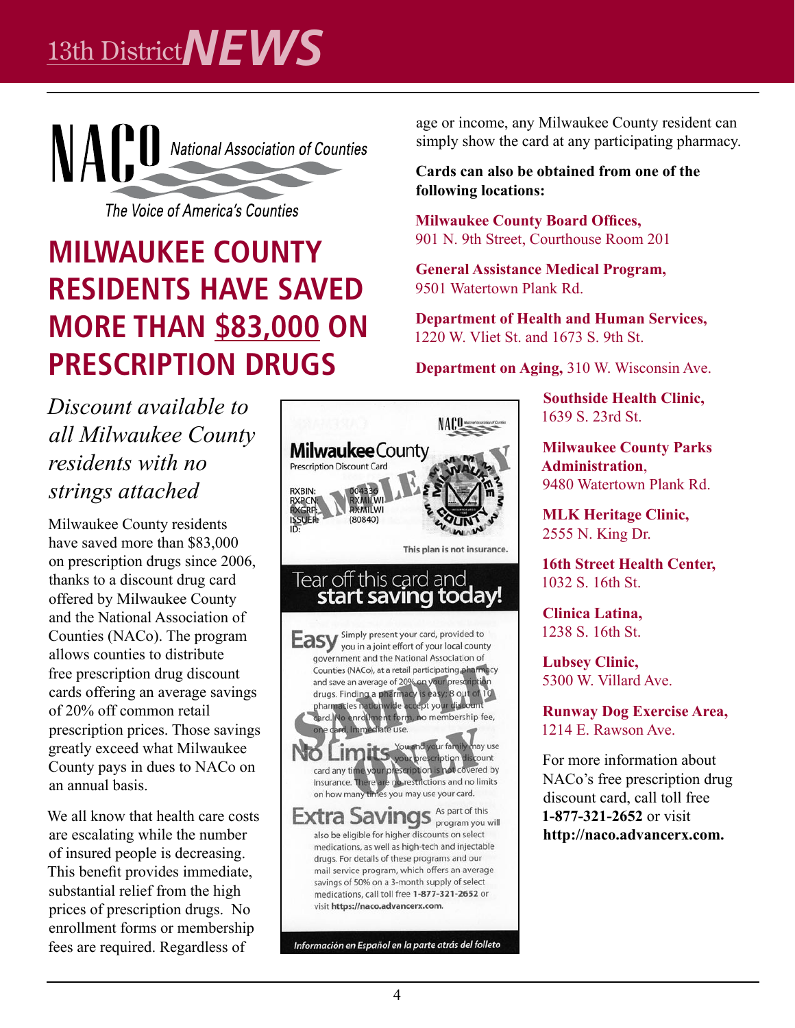NACO National Association of Counties

The Voice of America's Counties

# MILWAUKEE COUNTY RESIDENTS HAVE SAVED MORE THAN $83,000 ON PRESCRIPTION DRUGS

*Discount available to all Milwaukee County residents with no strings attached*

Milwaukee County residents have saved more than $83,000 on prescription drugs since 2006, thanks to a discount drug card offered by Milwaukee County and the National Association of Counties (NACo). The program allows counties to distribute free prescription drug discount cards offering an average savings of 20% off common retail prescription prices. Those savings greatly exceed what Milwaukee County pays in dues to NACo on an annual basis.

We all know that health care costs are escalating while the number of insured people is decreasing. This benefit provides immediate, substantial relief from the high prices of prescription drugs. No enrollment forms or membership fees are required. Regardless of age or income, any Milwaukee County resident can simply show the card at any participating pharmacy.

NACo

**Milwaukee County**
Prescription Discount Card

SAMPLE ONLY

RXBIN: 004336
RXPCN: RXMILWI
RXGRP: RXMILWI
ISSUER: (80840)
ID:

This plan is not insurance.

**Tear off this card and start saving today!**

**Easy** Simply present your card, provided to you in a joint effort of your local county government and the National Association of Counties (NACo), at a retail participating pharmacy and save an average of 20% on your prescription drugs. Finding a pharmacy is easy; 8 out of 10 pharmacies nationwide accept your discount card. No enrollment form, no membership fee, one card. Immediate use.

**No Limits** You and your family may use your prescription discount card any time your prescription is not covered by insurance. There are no restrictions and no limits on how many times you may use your card.

**Extra Savings** As part of this program you will also be eligible for higher discounts on select medications, as well as high-tech and injectable drugs. For details of these programs and our mail service program, which offers an average savings of 50% on a 3-month supply of select medications, call toll free **1-877-321-2652** or visit **https://naco.advancerx.com.**

*Información en Español en la parte atrás del folleto*

**Cards can also be obtained from one of the following locations:**

**Milwaukee County Board Offices,**
901 N. 9th Street, Courthouse Room 201

**General Assistance Medical Program,**
9501 Watertown Plank Rd.

**Department of Health and Human Services,**
1220 W. Vliet St. and 1673 S. 9th St.

**Department on Aging,** 310 W. Wisconsin Ave.

**Southside Health Clinic,**
1639 S. 23rd St.

**Milwaukee County Parks Administration**,
9480 Watertown Plank Rd.

**MLK Heritage Clinic,**
2555 N. King Dr.

**16th Street Health Center,**
1032 S. 16th St.

**Clinica Latina,**
1238 S. 16th St.

**Lubsey Clinic,**
5300 W. Villard Ave.

**Runway Dog Exercise Area,**
1214 E. Rawson Ave.

For more information about NACo's free prescription drug discount card, call toll free **1-877-321-2652** or visit **http://naco.advancerx.com.**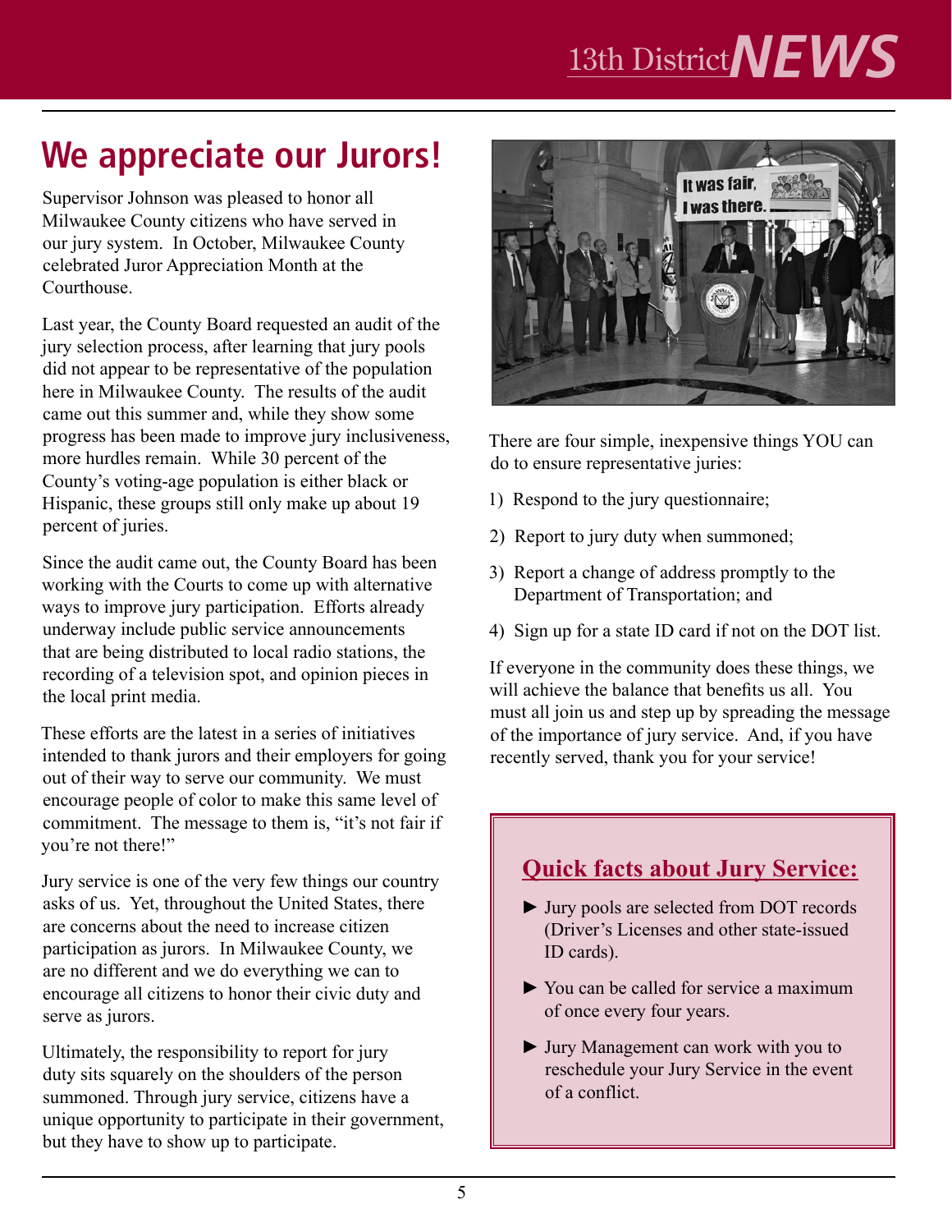# We appreciate our Jurors!

Supervisor Johnson was pleased to honor all Milwaukee County citizens who have served in our jury system. In October, Milwaukee County celebrated Juror Appreciation Month at the Courthouse.

Last year, the County Board requested an audit of the jury selection process, after learning that jury pools did not appear to be representative of the population here in Milwaukee County. The results of the audit came out this summer and, while they show some progress has been made to improve jury inclusiveness, more hurdles remain. While 30 percent of the County's voting-age population is either black or Hispanic, these groups still only make up about 19 percent of juries.

Since the audit came out, the County Board has been working with the Courts to come up with alternative ways to improve jury participation. Efforts already underway include public service announcements that are being distributed to local radio stations, the recording of a television spot, and opinion pieces in the local print media.

These efforts are the latest in a series of initiatives intended to thank jurors and their employers for going out of their way to serve our community. We must encourage people of color to make this same level of commitment. The message to them is, "it's not fair if you're not there!"

Jury service is one of the very few things our country asks of us. Yet, throughout the United States, there are concerns about the need to increase citizen participation as jurors. In Milwaukee County, we are no different and we do everything we can to encourage all citizens to honor their civic duty and serve as jurors.

Ultimately, the responsibility to report for jury duty sits squarely on the shoulders of the person summoned. Through jury service, citizens have a unique opportunity to participate in their government, but they have to show up to participate.

There are four simple, inexpensive things YOU can do to ensure representative juries:

1) Respond to the jury questionnaire;

2) Report to jury duty when summoned;

3) Report a change of address promptly to the Department of Transportation; and

4) Sign up for a state ID card if not on the DOT list.

If everyone in the community does these things, we will achieve the balance that benefits us all. You must all join us and step up by spreading the message of the importance of jury service. And, if you have recently served, thank you for your service!

## Quick facts about Jury Service:

- Jury pools are selected from DOT records (Driver's Licenses and other state-issued ID cards).
- You can be called for service a maximum of once every four years.
- Jury Management can work with you to reschedule your Jury Service in the event of a conflict.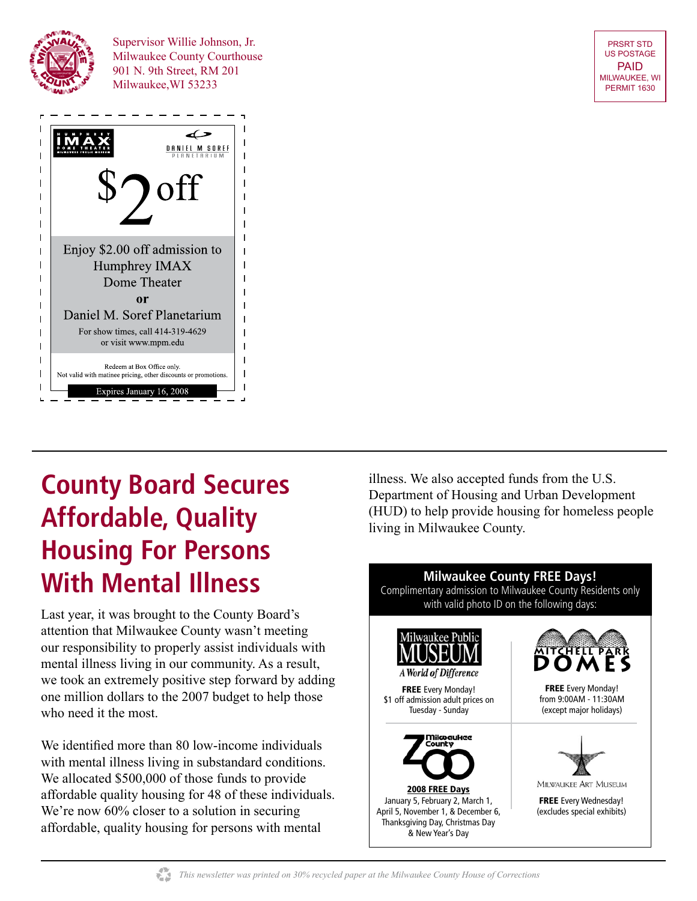Supervisor Willie Johnson, Jr.
Milwaukee County Courthouse
901 N. 9th Street, RM 201
Milwaukee, WI 53233

PRSRT STD
US POSTAGE
PAID
MILWAUKEE, WI
PERMIT 1630

HUMPHREY IMAX DOME THEATER MILWAUKEE PUBLIC MUSEUM

DANIEL M SOREF PLANETARIUM

$2 off

Enjoy $2.00 off admission to Humphrey IMAX Dome Theater **or** Daniel M. Soref Planetarium

For show times, call 414-319-4629 or visit www.mpm.edu

Redeem at Box Office only.
Not valid with matinee pricing, other discounts or promotions.

Expires January 16, 2008

# County Board Secures Affordable, Quality Housing For Persons With Mental Illness

Last year, it was brought to the County Board's attention that Milwaukee County wasn't meeting our responsibility to properly assist individuals with mental illness living in our community. As a result, we took an extremely positive step forward by adding one million dollars to the 2007 budget to help those who need it the most.

We identified more than 80 low-income individuals with mental illness living in substandard conditions. We allocated $500,000 of those funds to provide affordable quality housing for 48 of these individuals. We're now 60% closer to a solution in securing affordable, quality housing for persons with mental illness. We also accepted funds from the U.S. Department of Housing and Urban Development (HUD) to help provide housing for homeless people living in Milwaukee County.

## Milwaukee County FREE Days!

Complimentary admission to Milwaukee County Residents only with valid photo ID on the following days:

**Milwaukee Public Museum** – *A World of Difference*
**FREE** Every Monday!
$1 off admission adult prices on Tuesday - Sunday

**Mitchell Park Domes**
**FREE** Every Monday!
from 9:00AM - 11:30AM
(except major holidays)

**Milwaukee County Zoo**
**2008 FREE Days**
January 5, February 2, March 1, April 5, November 1, & December 6, Thanksgiving Day, Christmas Day & New Year's Day

**Milwaukee Art Museum**
**FREE** Every Wednesday!
(excludes special exhibits)

*This newsletter was printed on 30% recycled paper at the Milwaukee County House of Corrections*